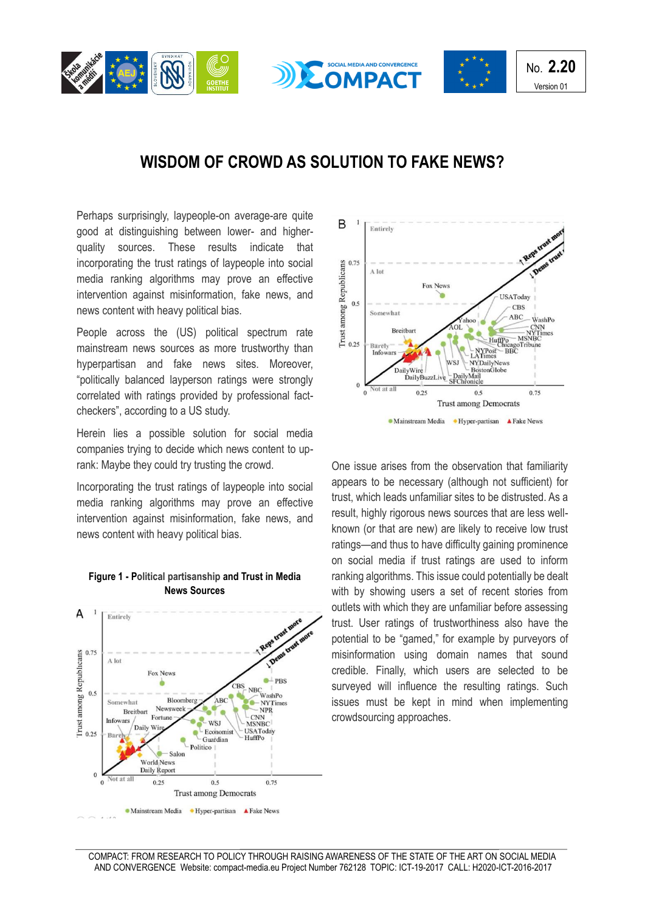# WISDOM OF CROWD AS SOLUTION TO FAKE NEWS?

Perhaps surprisingly, laypeople-on average-are quite good at distinguishing between lower- and higher-quality sources. These results indicate that incorporating the trust ratings of laypeople into social media ranking algorithms may prove an effective intervention against misinformation, fake news, and news content with heavy political bias.

People across the (US) political spectrum rate mainstream news sources as more trustworthy than hyperpartisan and fake news sites. Moreover, "politically balanced layperson ratings were strongly correlated with ratings provided by professional fact-checkers", according to a US study.

Herein lies a possible solution for social media companies trying to decide which news content to up-rank: Maybe they could try trusting the crowd.

Incorporating the trust ratings of laypeople into social media ranking algorithms may prove an effective intervention against misinformation, fake news, and news content with heavy political bias.

**Figure 1 - Political partisanship and Trust in Media News Sources**

One issue arises from the observation that familiarity appears to be necessary (although not sufficient) for trust, which leads unfamiliar sites to be distrusted. As a result, highly rigorous news sources that are less well-known (or that are new) are likely to receive low trust ratings—and thus to have difficulty gaining prominence on social media if trust ratings are used to inform ranking algorithms. This issue could potentially be dealt with by showing users a set of recent stories from outlets with which they are unfamiliar before assessing trust. User ratings of trustworthiness also have the potential to be "gamed," for example by purveyors of misinformation using domain names that sound credible. Finally, which users are selected to be surveyed will influence the resulting ratings. Such issues must be kept in mind when implementing crowdsourcing approaches.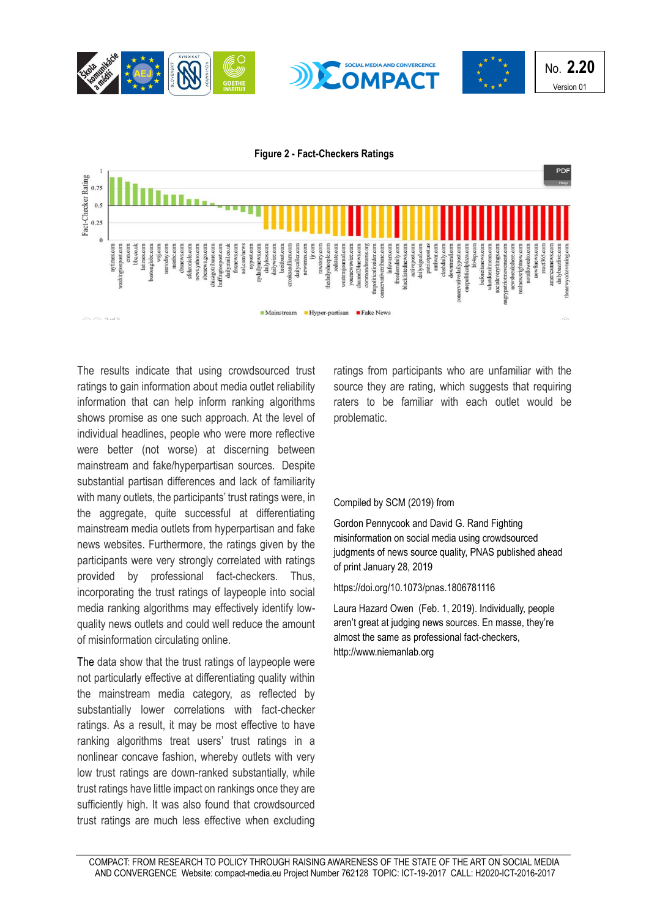Figure 2 - Fact-Checkers Ratings

Fact-Checker Rating
1
0.75
0.5
0.25
0

nytimes.com
washingtonpost.com
cnn.com
bbc.co.uk
latimes.com
bostonglobe.com
wsj.com
usatoday.com
msnbc.com
cbsnews.com
sfchronicle.com
news.yahoo.com
aljazeera.com
chicagotribune.com
huffingtonpost.com
dailymail.co.uk
foxnews.com
aol.com/news
nypost.com
nydailynews.com
dailykos.com
dailywire.com
breitbart.com
crooksandliars.com
dailycaller.com
newsmax.com
ijr.com
rawstory.com
thedailysheeple.com
redstate.com
westernjournal.com
yournewswire.com
channel24news.com
commondreams.org
thepoliticalinsider.com
conservativetribune.com
infowars.com
freedomdaily.com
blacklistednews.com
activepost.com
dailysignal.com
patriotpost.us
antiwar.com
clashdaily.com
downtrend.com
conservativedailypost.com
onepoliticalplaza.com
bb4sp.com
beforeitsnews.com
whatdoesitmean.com
socialeverything.com
angrypatriotmovement.com
newsbreakshere.com
realnewsrightnow.com
notallowedto.com
now8news.com
react365.com
americannews.com
dailybuzzlive.com
thenewyorkevening.com

Mainstream
Hyper-partisan
Fake News

The results indicate that using crowdsourced trust ratings to gain information about media outlet reliability information that can help inform ranking algorithms shows promise as one such approach. At the level of individual headlines, people who were more reflective were better (not worse) at discerning between mainstream and fake/hyperpartisan sources. Despite substantial partisan differences and lack of familiarity with many outlets, the participants' trust ratings were, in the aggregate, quite successful at differentiating mainstream media outlets from hyperpartisan and fake news websites. Furthermore, the ratings given by the participants were very strongly correlated with ratings provided by professional fact-checkers. Thus, incorporating the trust ratings of laypeople into social media ranking algorithms may effectively identify low-quality news outlets and could well reduce the amount of misinformation circulating online.

The data show that the trust ratings of laypeople were not particularly effective at differentiating quality within the mainstream media category, as reflected by substantially lower correlations with fact-checker ratings. As a result, it may be most effective to have ranking algorithms treat users' trust ratings in a nonlinear concave fashion, whereby outlets with very low trust ratings are down-ranked substantially, while trust ratings have little impact on rankings once they are sufficiently high. It was also found that crowdsourced trust ratings are much less effective when excluding ratings from participants who are unfamiliar with the source they are rating, which suggests that requiring raters to be familiar with each outlet would be problematic.

Compiled by SCM (2019) from

Gordon Pennycook and David G. Rand Fighting misinformation on social media using crowdsourced judgments of news source quality, PNAS published ahead of print January 28, 2019

https://doi.org/10.1073/pnas.1806781116

Laura Hazard Owen (Feb. 1, 2019). Individually, people aren't great at judging news sources. En masse, they're almost the same as professional fact-checkers, http://www.niemanlab.org